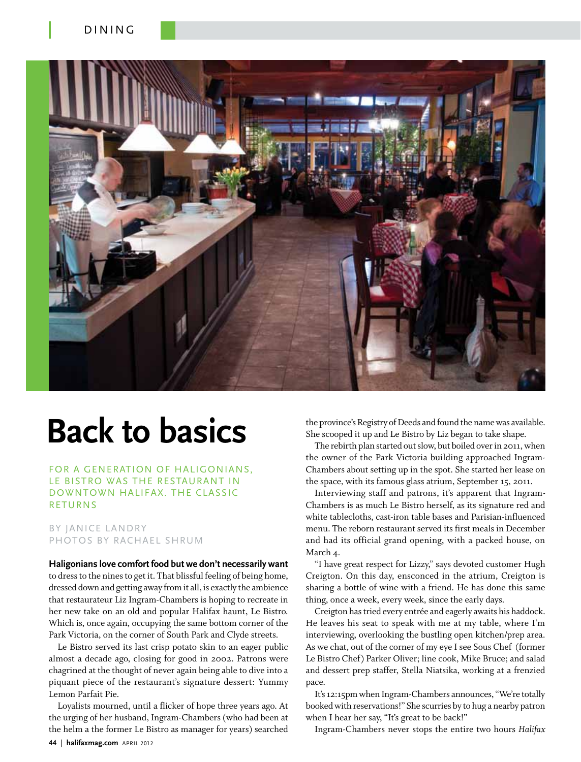# Back to basics

FOR A GENERATION OF HALIGONIANS, LE BISTRO WAS THE RESTAURANT IN DOWNTOWN HALIFAX. THE CLASSIC RETURNS

BY JANICE LANDRY
PHOTOS BY RACHAEL SHRUM

**Haligonians love comfort food but we don't necessarily want** to dress to the nines to get it. That blissful feeling of being home, dressed down and getting away from it all, is exactly the ambience that restaurateur Liz Ingram-Chambers is hoping to recreate in her new take on an old and popular Halifax haunt, Le Bistro. Which is, once again, occupying the same bottom corner of the Park Victoria, on the corner of South Park and Clyde streets.

Le Bistro served its last crisp potato skin to an eager public almost a decade ago, closing for good in 2002. Patrons were chagrined at the thought of never again being able to dive into a piquant piece of the restaurant's signature dessert: Yummy Lemon Parfait Pie.

Loyalists mourned, until a flicker of hope three years ago. At the urging of her husband, Ingram-Chambers (who had been at the helm a the former Le Bistro as manager for years) searched the province's Registry of Deeds and found the name was available. She scooped it up and Le Bistro by Liz began to take shape.

The rebirth plan started out slow, but boiled over in 2011, when the owner of the Park Victoria building approached Ingram-Chambers about setting up in the spot. She started her lease on the space, with its famous glass atrium, September 15, 2011.

Interviewing staff and patrons, it's apparent that Ingram-Chambers is as much Le Bistro herself, as its signature red and white tablecloths, cast-iron table bases and Parisian-influenced menu. The reborn restaurant served its first meals in December and had its official grand opening, with a packed house, on March 4.

"I have great respect for Lizzy," says devoted customer Hugh Creigton. On this day, ensconced in the atrium, Creigton is sharing a bottle of wine with a friend. He has done this same thing, once a week, every week, since the early days.

Creigton has tried every entrée and eagerly awaits his haddock. He leaves his seat to speak with me at my table, where I'm interviewing, overlooking the bustling open kitchen/prep area. As we chat, out of the corner of my eye I see Sous Chef (former Le Bistro Chef) Parker Oliver; line cook, Mike Bruce; and salad and dessert prep staffer, Stella Niatsika, working at a frenzied pace.

It's 12:15pm when Ingram-Chambers announces, "We're totally booked with reservations!" She scurries by to hug a nearby patron when I hear her say, "It's great to be back!"

Ingram-Chambers never stops the entire two hours *Halifax*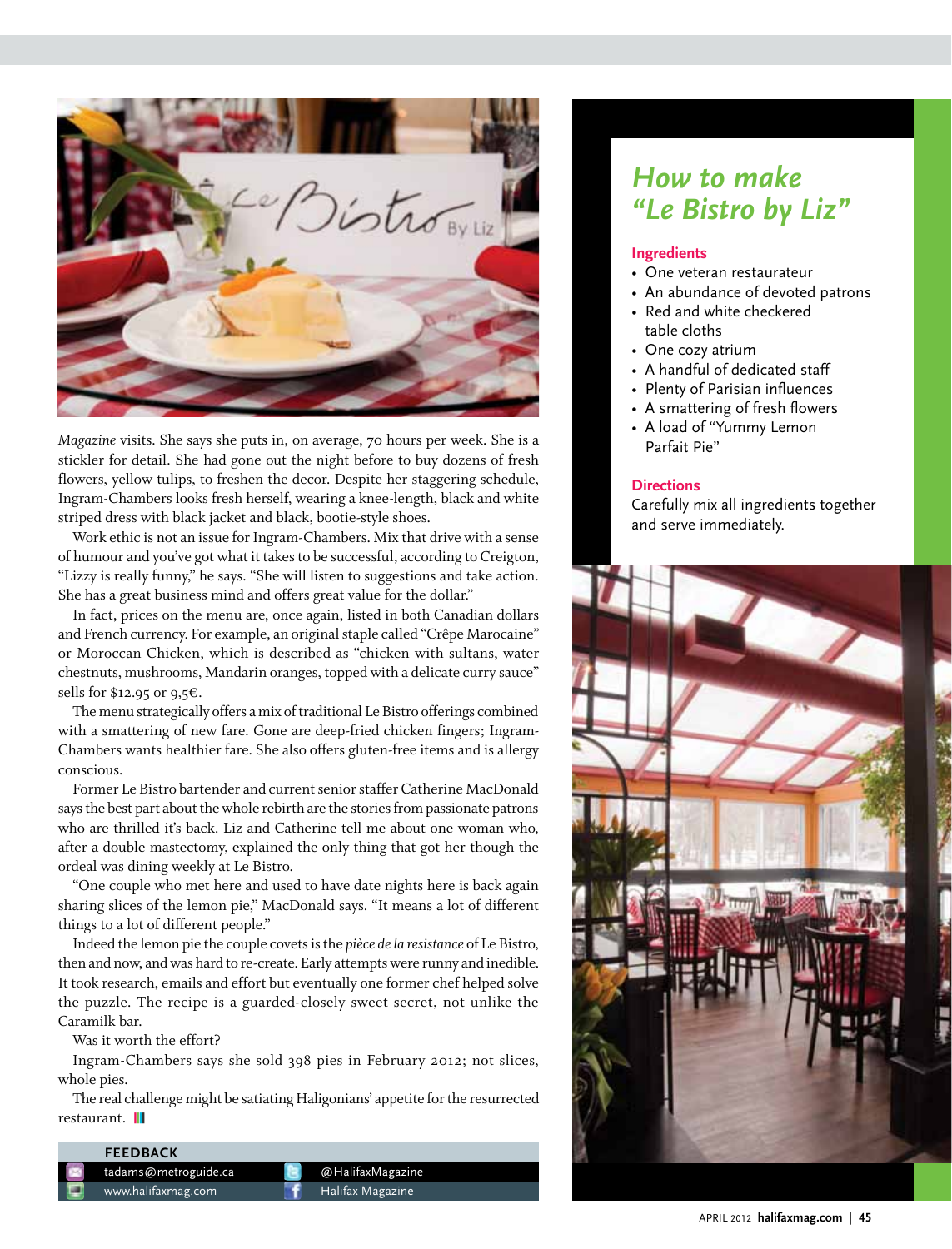*Magazine* visits. She says she puts in, on average, 70 hours per week. She is a stickler for detail. She had gone out the night before to buy dozens of fresh flowers, yellow tulips, to freshen the decor. Despite her staggering schedule, Ingram-Chambers looks fresh herself, wearing a knee-length, black and white striped dress with black jacket and black, bootie-style shoes.

Work ethic is not an issue for Ingram-Chambers. Mix that drive with a sense of humour and you've got what it takes to be successful, according to Creigton, "Lizzy is really funny," he says. "She will listen to suggestions and take action. She has a great business mind and offers great value for the dollar."

In fact, prices on the menu are, once again, listed in both Canadian dollars and French currency. For example, an original staple called "Crêpe Marocaine" or Moroccan Chicken, which is described as "chicken with sultans, water chestnuts, mushrooms, Mandarin oranges, topped with a delicate curry sauce" sells for $12.95 or 9,5€.

The menu strategically offers a mix of traditional Le Bistro offerings combined with a smattering of new fare. Gone are deep-fried chicken fingers; Ingram-Chambers wants healthier fare. She also offers gluten-free items and is allergy conscious.

Former Le Bistro bartender and current senior staffer Catherine MacDonald says the best part about the whole rebirth are the stories from passionate patrons who are thrilled it's back. Liz and Catherine tell me about one woman who, after a double mastectomy, explained the only thing that got her though the ordeal was dining weekly at Le Bistro.

"One couple who met here and used to have date nights here is back again sharing slices of the lemon pie," MacDonald says. "It means a lot of different things to a lot of different people."

Indeed the lemon pie the couple covets is the *pièce de la resistance* of Le Bistro, then and now, and was hard to re-create. Early attempts were runny and inedible. It took research, emails and effort but eventually one former chef helped solve the puzzle. The recipe is a guarded-closely sweet secret, not unlike the Caramilk bar.

Was it worth the effort?

Ingram-Chambers says she sold 398 pies in February 2012; not slices, whole pies.

The real challenge might be satiating Haligonians' appetite for the resurrected restaurant.

**FEEDBACK**

tadams@metroguide.ca
www.halifaxmag.com
@HalifaxMagazine
Halifax Magazine

## *How to make "Le Bistro by Liz"*

**Ingredients**

- One veteran restaurateur
- An abundance of devoted patrons
- Red and white checkered table cloths
- One cozy atrium
- A handful of dedicated staff
- Plenty of Parisian influences
- A smattering of fresh flowers
- A load of "Yummy Lemon Parfait Pie"

**Directions**

Carefully mix all ingredients together and serve immediately.